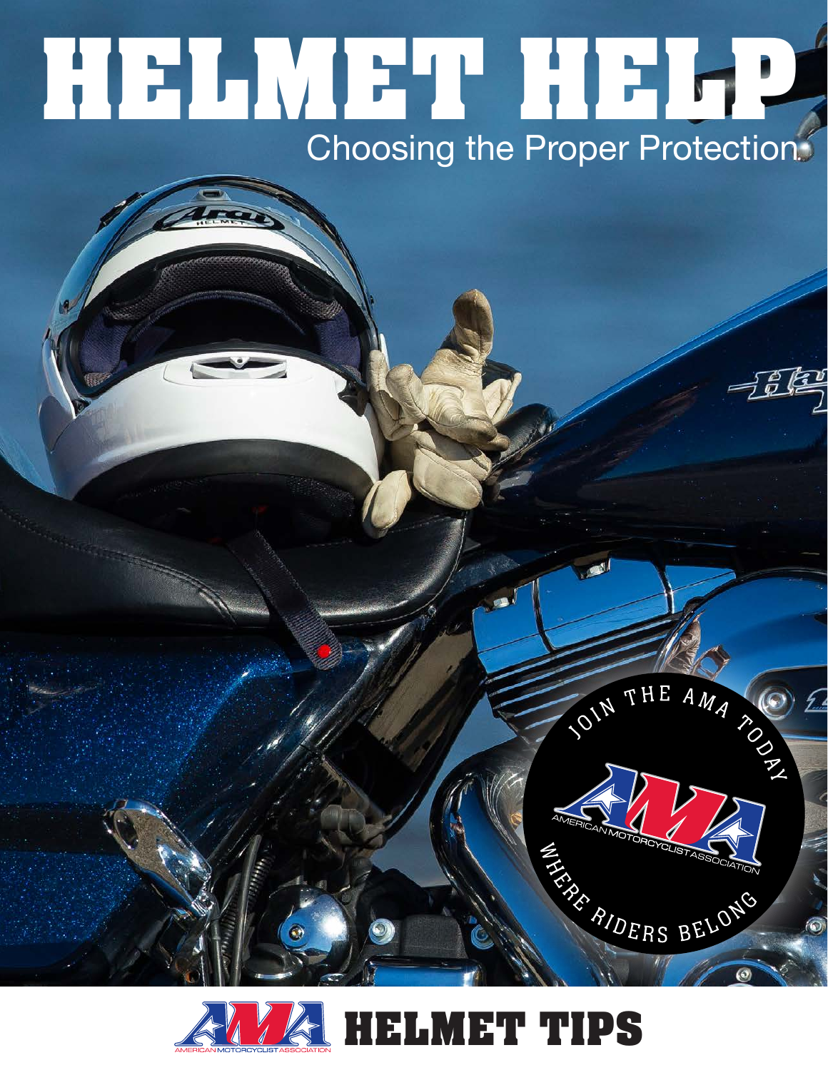# HELMET HELP

## Choosing the Proper Protection

JOIN THE AMA TODAY

AMERICAN MOTORCYCLIST ASSOCIATION

WHERE RIDERS BELONG

AMERICAN MOTORCYCLIST ASSOCIATION

# HELMET TIPS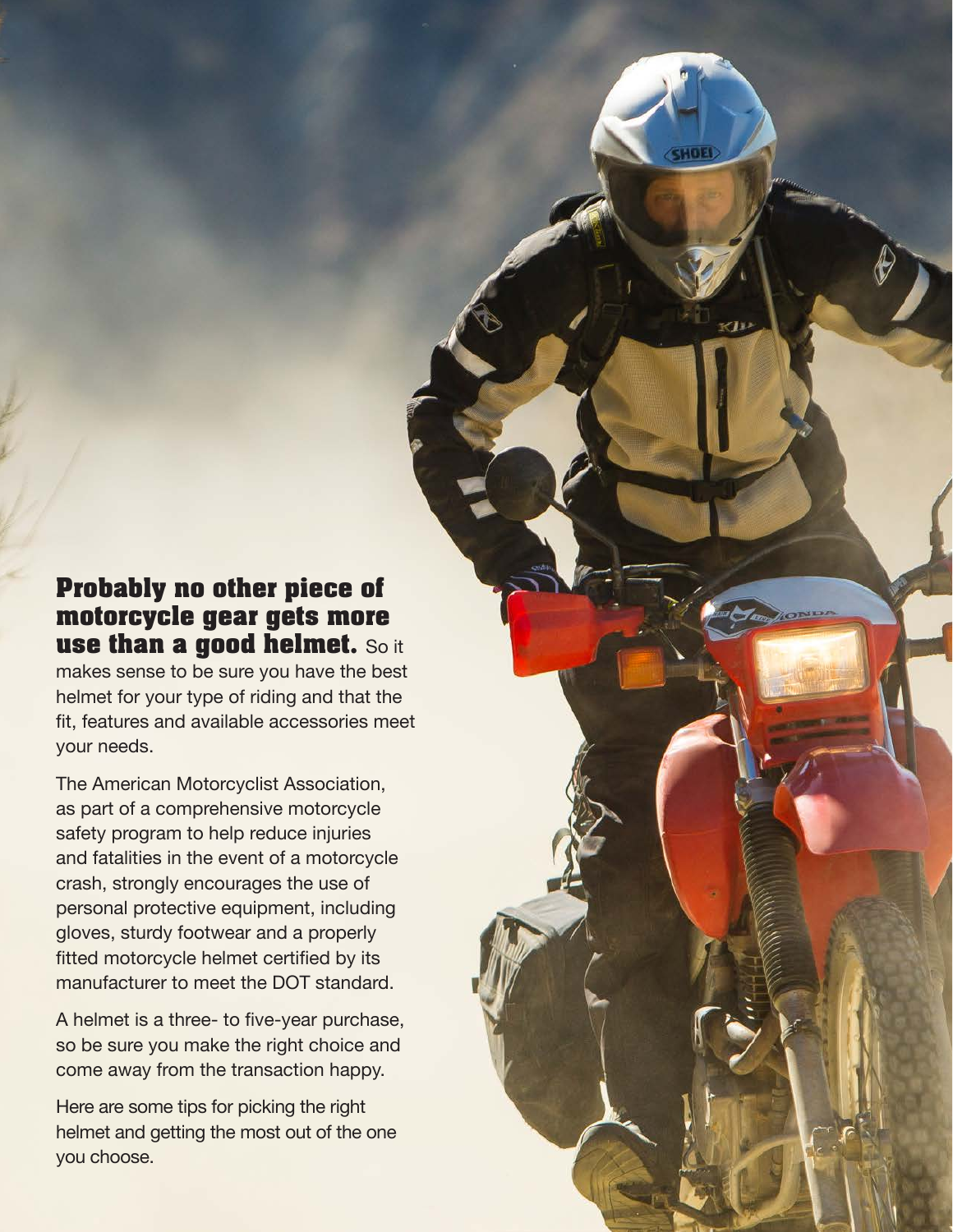**Probably no other piece of motorcycle gear gets more use than a good helmet.** So it makes sense to be sure you have the best helmet for your type of riding and that the fit, features and available accessories meet your needs.

The American Motorcyclist Association, as part of a comprehensive motorcycle safety program to help reduce injuries and fatalities in the event of a motorcycle crash, strongly encourages the use of personal protective equipment, including gloves, sturdy footwear and a properly fitted motorcycle helmet certified by its manufacturer to meet the DOT standard.

A helmet is a three- to five-year purchase, so be sure you make the right choice and come away from the transaction happy.

Here are some tips for picking the right helmet and getting the most out of the one you choose.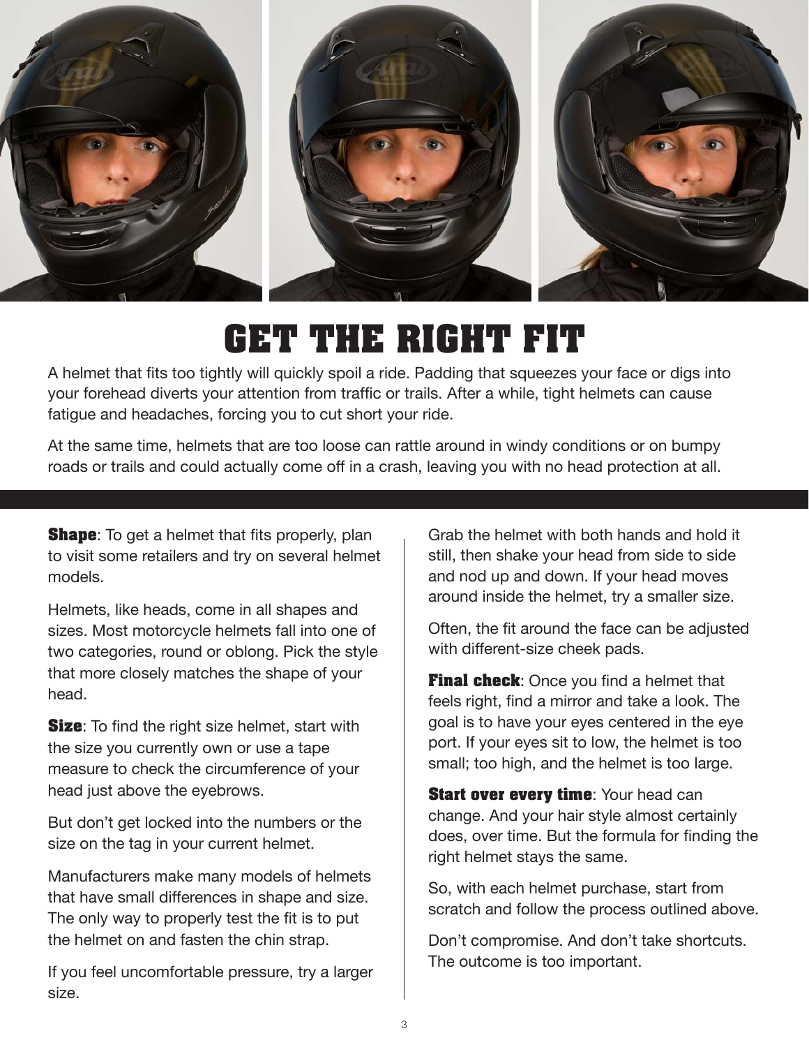# GET THE RIGHT FIT

A helmet that fits too tightly will quickly spoil a ride. Padding that squeezes your face or digs into your forehead diverts your attention from traffic or trails. After a while, tight helmets can cause fatigue and headaches, forcing you to cut short your ride.

At the same time, helmets that are too loose can rattle around in windy conditions or on bumpy roads or trails and could actually come off in a crash, leaving you with no head protection at all.

**Shape**: To get a helmet that fits properly, plan to visit some retailers and try on several helmet models.

Helmets, like heads, come in all shapes and sizes. Most motorcycle helmets fall into one of two categories, round or oblong. Pick the style that more closely matches the shape of your head.

**Size**: To find the right size helmet, start with the size you currently own or use a tape measure to check the circumference of your head just above the eyebrows.

But don't get locked into the numbers or the size on the tag in your current helmet.

Manufacturers make many models of helmets that have small differences in shape and size. The only way to properly test the fit is to put the helmet on and fasten the chin strap.

If you feel uncomfortable pressure, try a larger size.

Grab the helmet with both hands and hold it still, then shake your head from side to side and nod up and down. If your head moves around inside the helmet, try a smaller size.

Often, the fit around the face can be adjusted with different-size cheek pads.

**Final check**: Once you find a helmet that feels right, find a mirror and take a look. The goal is to have your eyes centered in the eye port. If your eyes sit to low, the helmet is too small; too high, and the helmet is too large.

**Start over every time**: Your head can change. And your hair style almost certainly does, over time. But the formula for finding the right helmet stays the same.

So, with each helmet purchase, start from scratch and follow the process outlined above.

Don't compromise. And don't take shortcuts. The outcome is too important.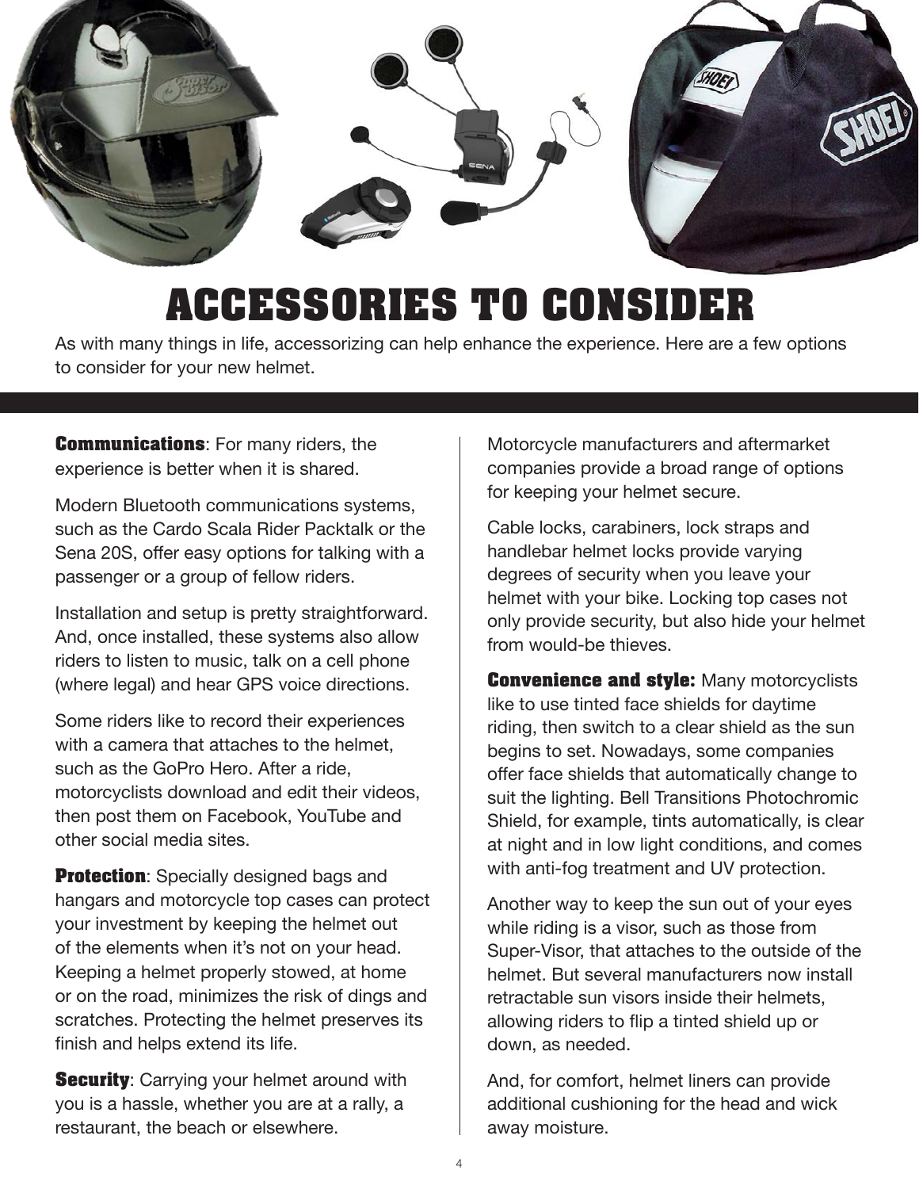# ACCESSORIES TO CONSIDER

As with many things in life, accessorizing can help enhance the experience. Here are a few options to consider for your new helmet.

**Communications**: For many riders, the experience is better when it is shared.

Modern Bluetooth communications systems, such as the Cardo Scala Rider Packtalk or the Sena 20S, offer easy options for talking with a passenger or a group of fellow riders.

Installation and setup is pretty straightforward. And, once installed, these systems also allow riders to listen to music, talk on a cell phone (where legal) and hear GPS voice directions.

Some riders like to record their experiences with a camera that attaches to the helmet, such as the GoPro Hero. After a ride, motorcyclists download and edit their videos, then post them on Facebook, YouTube and other social media sites.

**Protection**: Specially designed bags and hangars and motorcycle top cases can protect your investment by keeping the helmet out of the elements when it's not on your head. Keeping a helmet properly stowed, at home or on the road, minimizes the risk of dings and scratches. Protecting the helmet preserves its finish and helps extend its life.

**Security**: Carrying your helmet around with you is a hassle, whether you are at a rally, a restaurant, the beach or elsewhere.

Motorcycle manufacturers and aftermarket companies provide a broad range of options for keeping your helmet secure.

Cable locks, carabiners, lock straps and handlebar helmet locks provide varying degrees of security when you leave your helmet with your bike. Locking top cases not only provide security, but also hide your helmet from would-be thieves.

**Convenience and style:** Many motorcyclists like to use tinted face shields for daytime riding, then switch to a clear shield as the sun begins to set. Nowadays, some companies offer face shields that automatically change to suit the lighting. Bell Transitions Photochromic Shield, for example, tints automatically, is clear at night and in low light conditions, and comes with anti-fog treatment and UV protection.

Another way to keep the sun out of your eyes while riding is a visor, such as those from Super-Visor, that attaches to the outside of the helmet. But several manufacturers now install retractable sun visors inside their helmets, allowing riders to flip a tinted shield up or down, as needed.

And, for comfort, helmet liners can provide additional cushioning for the head and wick away moisture.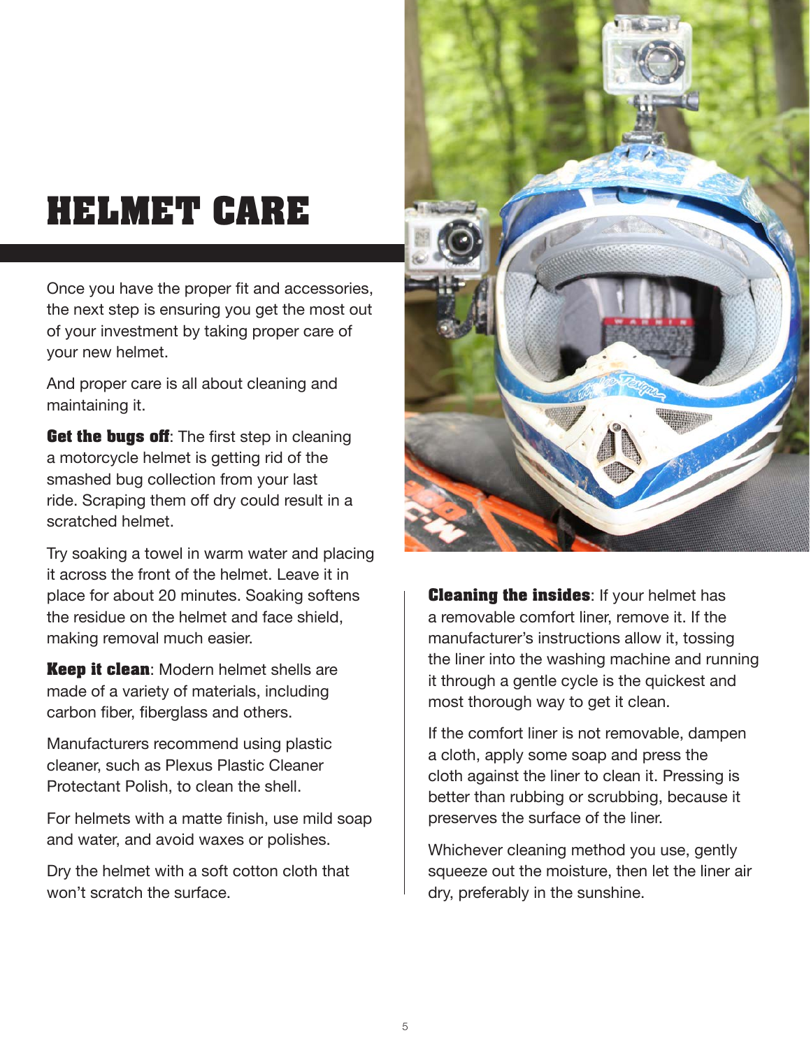# HELMET CARE

Once you have the proper fit and accessories, the next step is ensuring you get the most out of your investment by taking proper care of your new helmet.

And proper care is all about cleaning and maintaining it.

**Get the bugs off**: The first step in cleaning a motorcycle helmet is getting rid of the smashed bug collection from your last ride. Scraping them off dry could result in a scratched helmet.

Try soaking a towel in warm water and placing it across the front of the helmet. Leave it in place for about 20 minutes. Soaking softens the residue on the helmet and face shield, making removal much easier.

**Keep it clean**: Modern helmet shells are made of a variety of materials, including carbon fiber, fiberglass and others.

Manufacturers recommend using plastic cleaner, such as Plexus Plastic Cleaner Protectant Polish, to clean the shell.

For helmets with a matte finish, use mild soap and water, and avoid waxes or polishes.

Dry the helmet with a soft cotton cloth that won't scratch the surface.

**Cleaning the insides**: If your helmet has a removable comfort liner, remove it. If the manufacturer's instructions allow it, tossing the liner into the washing machine and running it through a gentle cycle is the quickest and most thorough way to get it clean.

If the comfort liner is not removable, dampen a cloth, apply some soap and press the cloth against the liner to clean it. Pressing is better than rubbing or scrubbing, because it preserves the surface of the liner.

Whichever cleaning method you use, gently squeeze out the moisture, then let the liner air dry, preferably in the sunshine.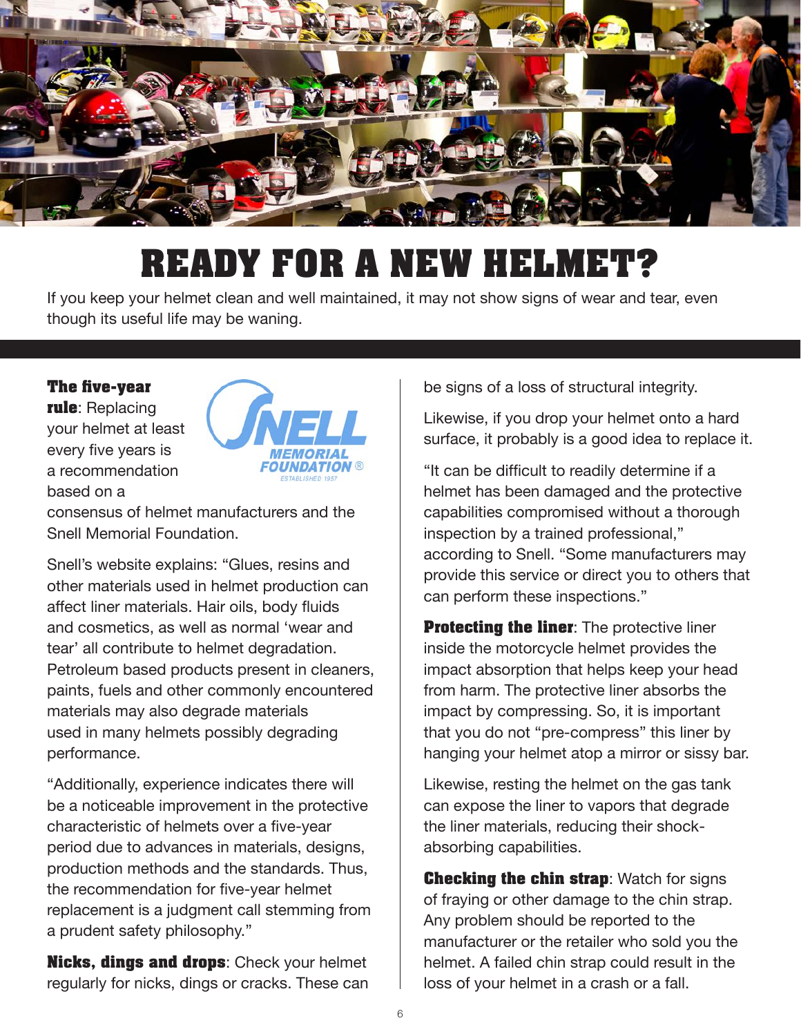# READY FOR A NEW HELMET?

If you keep your helmet clean and well maintained, it may not show signs of wear and tear, even though its useful life may be waning.

**The five-year rule**: Replacing your helmet at least every five years is a recommendation based on a consensus of helmet manufacturers and the Snell Memorial Foundation.

Snell's website explains: "Glues, resins and other materials used in helmet production can affect liner materials. Hair oils, body fluids and cosmetics, as well as normal 'wear and tear' all contribute to helmet degradation. Petroleum based products present in cleaners, paints, fuels and other commonly encountered materials may also degrade materials used in many helmets possibly degrading performance.

"Additionally, experience indicates there will be a noticeable improvement in the protective characteristic of helmets over a five-year period due to advances in materials, designs, production methods and the standards. Thus, the recommendation for five-year helmet replacement is a judgment call stemming from a prudent safety philosophy."

**Nicks, dings and drops**: Check your helmet regularly for nicks, dings or cracks. These can be signs of a loss of structural integrity.

Likewise, if you drop your helmet onto a hard surface, it probably is a good idea to replace it.

"It can be difficult to readily determine if a helmet has been damaged and the protective capabilities compromised without a thorough inspection by a trained professional," according to Snell. "Some manufacturers may provide this service or direct you to others that can perform these inspections."

**Protecting the liner**: The protective liner inside the motorcycle helmet provides the impact absorption that helps keep your head from harm. The protective liner absorbs the impact by compressing. So, it is important that you do not "pre-compress" this liner by hanging your helmet atop a mirror or sissy bar.

Likewise, resting the helmet on the gas tank can expose the liner to vapors that degrade the liner materials, reducing their shock-absorbing capabilities.

**Checking the chin strap**: Watch for signs of fraying or other damage to the chin strap. Any problem should be reported to the manufacturer or the retailer who sold you the helmet. A failed chin strap could result in the loss of your helmet in a crash or a fall.